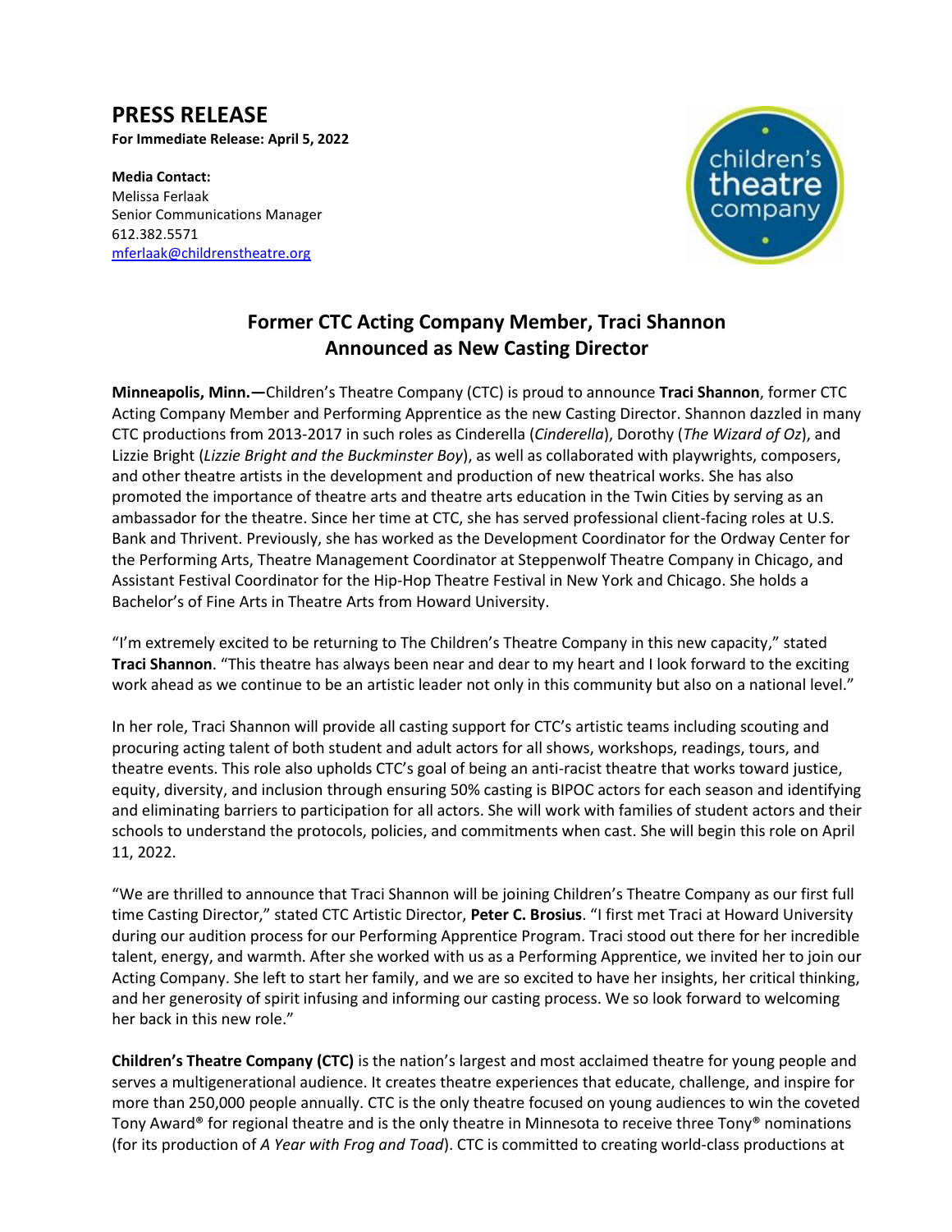# PRESS RELEASE

**For Immediate Release: April 5, 2022**

**Media Contact:**
Melissa Ferlaak
Senior Communications Manager
612.382.5571
mferlaak@childrenstheatre.org

## Former CTC Acting Company Member, Traci Shannon Announced as New Casting Director

**Minneapolis, Minn.—**Children's Theatre Company (CTC) is proud to announce **Traci Shannon**, former CTC Acting Company Member and Performing Apprentice as the new Casting Director. Shannon dazzled in many CTC productions from 2013-2017 in such roles as Cinderella (*Cinderella*), Dorothy (*The Wizard of Oz*), and Lizzie Bright (*Lizzie Bright and the Buckminster Boy*), as well as collaborated with playwrights, composers, and other theatre artists in the development and production of new theatrical works. She has also promoted the importance of theatre arts and theatre arts education in the Twin Cities by serving as an ambassador for the theatre. Since her time at CTC, she has served professional client-facing roles at U.S. Bank and Thrivent. Previously, she has worked as the Development Coordinator for the Ordway Center for the Performing Arts, Theatre Management Coordinator at Steppenwolf Theatre Company in Chicago, and Assistant Festival Coordinator for the Hip-Hop Theatre Festival in New York and Chicago. She holds a Bachelor's of Fine Arts in Theatre Arts from Howard University.

"I'm extremely excited to be returning to The Children's Theatre Company in this new capacity," stated **Traci Shannon**. "This theatre has always been near and dear to my heart and I look forward to the exciting work ahead as we continue to be an artistic leader not only in this community but also on a national level."

In her role, Traci Shannon will provide all casting support for CTC's artistic teams including scouting and procuring acting talent of both student and adult actors for all shows, workshops, readings, tours, and theatre events. This role also upholds CTC's goal of being an anti-racist theatre that works toward justice, equity, diversity, and inclusion through ensuring 50% casting is BIPOC actors for each season and identifying and eliminating barriers to participation for all actors. She will work with families of student actors and their schools to understand the protocols, policies, and commitments when cast. She will begin this role on April 11, 2022.

"We are thrilled to announce that Traci Shannon will be joining Children's Theatre Company as our first full time Casting Director," stated CTC Artistic Director, **Peter C. Brosius**. "I first met Traci at Howard University during our audition process for our Performing Apprentice Program. Traci stood out there for her incredible talent, energy, and warmth. After she worked with us as a Performing Apprentice, we invited her to join our Acting Company. She left to start her family, and we are so excited to have her insights, her critical thinking, and her generosity of spirit infusing and informing our casting process. We so look forward to welcoming her back in this new role."

**Children's Theatre Company (CTC)** is the nation's largest and most acclaimed theatre for young people and serves a multigenerational audience. It creates theatre experiences that educate, challenge, and inspire for more than 250,000 people annually. CTC is the only theatre focused on young audiences to win the coveted Tony Award® for regional theatre and is the only theatre in Minnesota to receive three Tony® nominations (for its production of *A Year with Frog and Toad*). CTC is committed to creating world-class productions at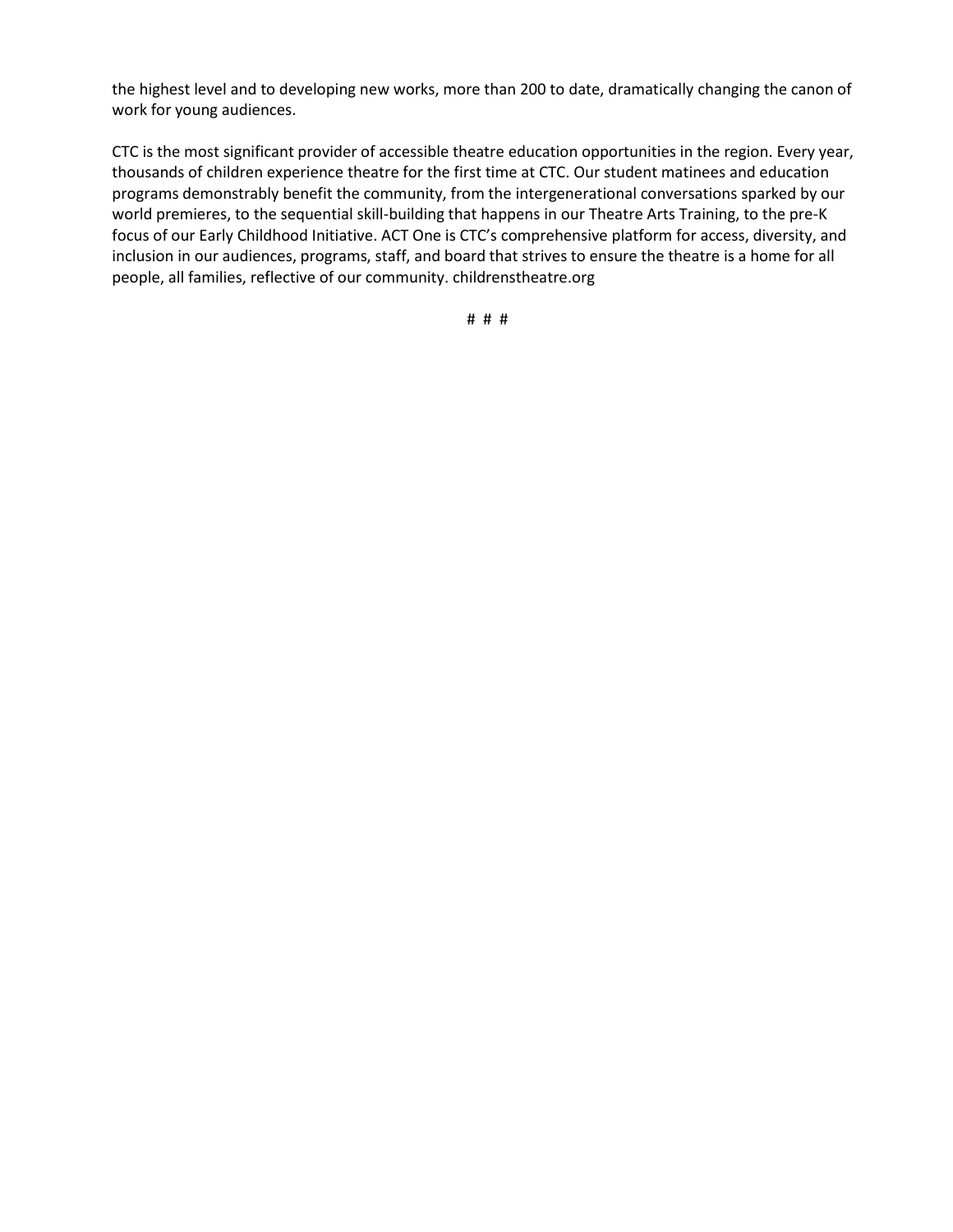the highest level and to developing new works, more than 200 to date, dramatically changing the canon of work for young audiences.

CTC is the most significant provider of accessible theatre education opportunities in the region. Every year, thousands of children experience theatre for the first time at CTC. Our student matinees and education programs demonstrably benefit the community, from the intergenerational conversations sparked by our world premieres, to the sequential skill-building that happens in our Theatre Arts Training, to the pre-K focus of our Early Childhood Initiative. ACT One is CTC's comprehensive platform for access, diversity, and inclusion in our audiences, programs, staff, and board that strives to ensure the theatre is a home for all people, all families, reflective of our community. childrenstheatre.org

# # #